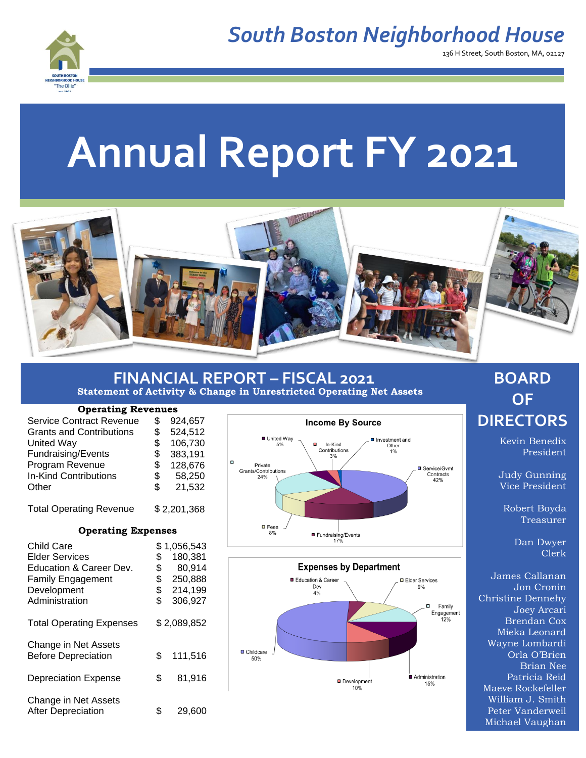# South Boston Neighborhood House

136 H Street, South Boston, MA, 02127

# Annual Report FY 2021

## FINANCIAL REPORT – FISCAL 2021

**Statement of Activity & Change in Unrestricted Operating Net Assets**

### Operating Revenues

| | |
|---|---|
| Service Contract Revenue | $ 924,657 |
| Grants and Contributions | $ 524,512 |
| United Way | $ 106,730 |
| Fundraising/Events | $ 383,191 |
| Program Revenue | $ 128,676 |
| In-Kind Contributions | $ 58,250 |
| Other | $ 21,532 |
| Total Operating Revenue | $ 2,201,368 |

### Operating Expenses

| | |
|---|---|
| Child Care | $ 1,056,543 |
| Elder Services | $ 180,381 |
| Education & Career Dev. | $ 80,914 |
| Family Engagement | $ 250,888 |
| Development | $ 214,199 |
| Administration | $ 306,927 |
| Total Operating Expenses | $ 2,089,852 |
| Change in Net Assets Before Depreciation | $ 111,516 |
| Depreciation Expense | $ 81,916 |
| Change in Net Assets After Depreciation | $ 29,600 |

**Income By Source**

- Service/Gvmt Contracts 42%
- Private Grants/Contributions 24%
- Fundraising/Events 17%
- Fees 6%
- United Way 5%
- In-Kind Contributions 3%
- Investment and Other 1%

**Expenses by Department**

- Childcare 50%
- Administration 15%
- Family Engagement 12%
- Development 10%
- Elder Services 9%
- Education & Career Dev 4%

## BOARD OF DIRECTORS

Kevin Benedix
President

Judy Gunning
Vice President

Robert Boyda
Treasurer

Dan Dwyer
Clerk

James Callanan
Jon Cronin
Christine Dennehy
Joey Arcari
Brendan Cox
Mieka Leonard
Wayne Lombardi
Orla O'Brien
Brian Nee
Patricia Reid
Maeve Rockefeller
William J. Smith
Peter Vanderweil
Michael Vaughan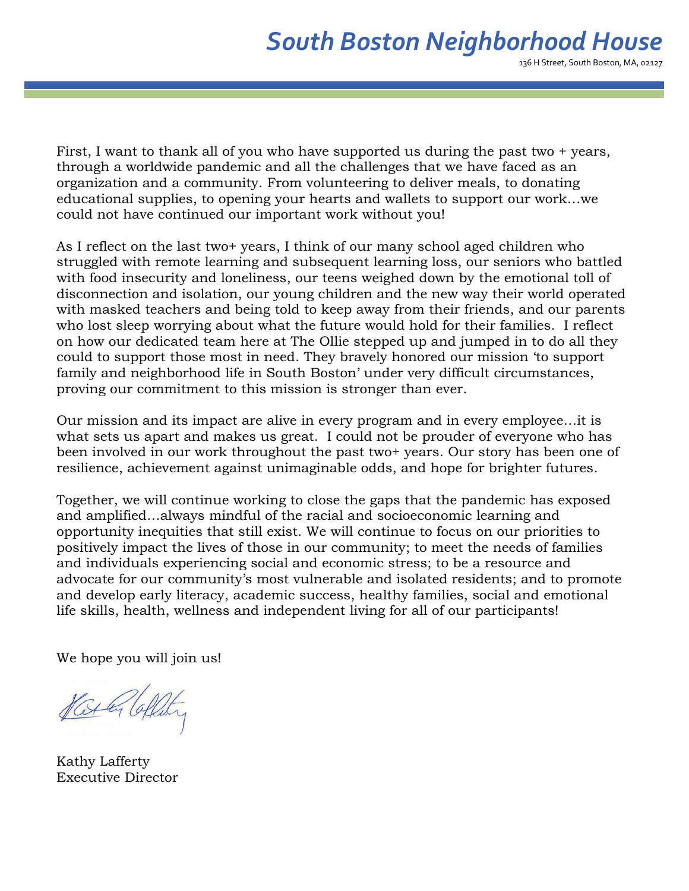# South Boston Neighborhood House

136 H Street, South Boston, MA, 02127

First, I want to thank all of you who have supported us during the past two + years, through a worldwide pandemic and all the challenges that we have faced as an organization and a community. From volunteering to deliver meals, to donating educational supplies, to opening your hearts and wallets to support our work…we could not have continued our important work without you!

As I reflect on the last two+ years, I think of our many school aged children who struggled with remote learning and subsequent learning loss, our seniors who battled with food insecurity and loneliness, our teens weighed down by the emotional toll of disconnection and isolation, our young children and the new way their world operated with masked teachers and being told to keep away from their friends, and our parents who lost sleep worrying about what the future would hold for their families. I reflect on how our dedicated team here at The Ollie stepped up and jumped in to do all they could to support those most in need. They bravely honored our mission 'to support family and neighborhood life in South Boston' under very difficult circumstances, proving our commitment to this mission is stronger than ever.

Our mission and its impact are alive in every program and in every employee…it is what sets us apart and makes us great. I could not be prouder of everyone who has been involved in our work throughout the past two+ years. Our story has been one of resilience, achievement against unimaginable odds, and hope for brighter futures.

Together, we will continue working to close the gaps that the pandemic has exposed and amplified…always mindful of the racial and socioeconomic learning and opportunity inequities that still exist. We will continue to focus on our priorities to positively impact the lives of those in our community; to meet the needs of families and individuals experiencing social and economic stress; to be a resource and advocate for our community's most vulnerable and isolated residents; and to promote and develop early literacy, academic success, healthy families, social and emotional life skills, health, wellness and independent living for all of our participants!

We hope you will join us!

Kathy Lafferty
Executive Director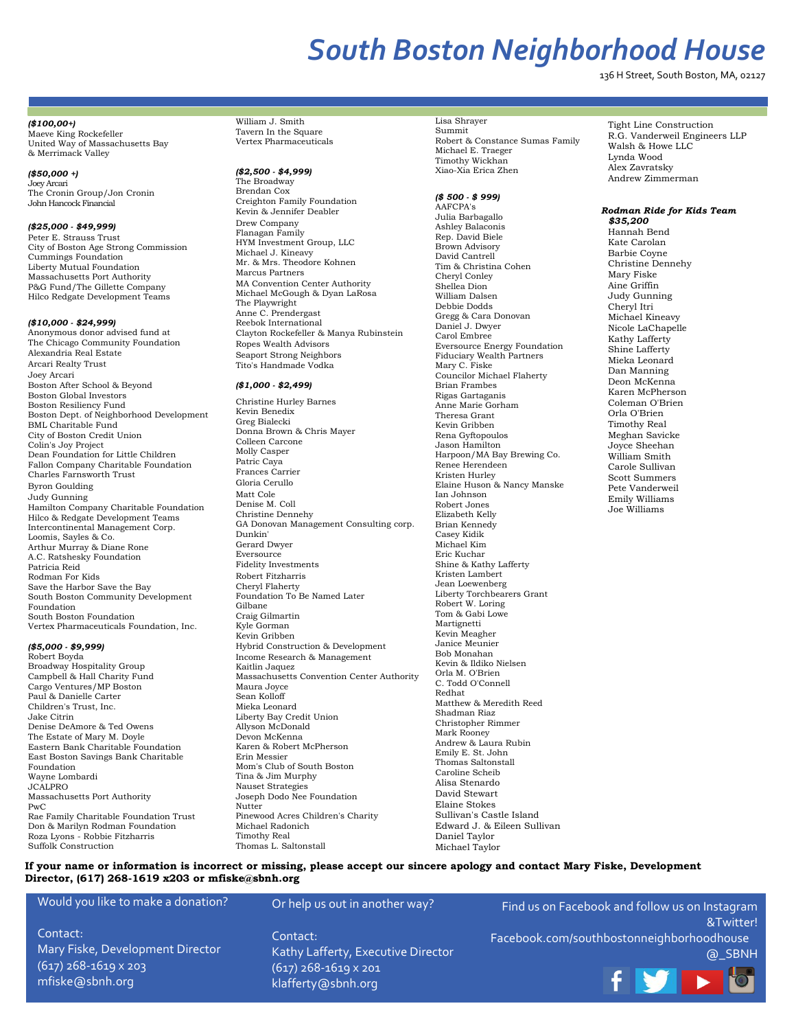# South Boston Neighborhood House

136 H Street, South Boston, MA, 02127

***($100,00+)***

Maeve King Rockefeller
United Way of Massachusetts Bay & Merrimack Valley

***($50,000 +)***

Joey Arcari
The Cronin Group/Jon Cronin
John Hancock Financial

***($25,000 - $49,999)***

Peter E. Strauss Trust
City of Boston Age Strong Commission
Cummings Foundation
Liberty Mutual Foundation
Massachusetts Port Authority
P&G Fund/The Gillette Company
Hilco Redgate Development Teams

***($10,000 - $24,999)***

Anonymous donor advised fund at The Chicago Community Foundation
Alexandria Real Estate
Arcari Realty Trust
Joey Arcari
Boston After School & Beyond
Boston Global Investors
Boston Resiliency Fund
Boston Dept. of Neighborhood Development
BML Charitable Fund
City of Boston Credit Union
Colin's Joy Project
Dean Foundation for Little Children
Fallon Company Charitable Foundation
Charles Farnsworth Trust
Byron Goulding
Judy Gunning
Hamilton Company Charitable Foundation
Hilco & Redgate Development Teams
Intercontinental Management Corp.
Loomis, Sayles & Co.
Arthur Murray & Diane Rone
A.C. Ratshesky Foundation
Patricia Reid
Rodman For Kids
Save the Harbor Save the Bay
South Boston Community Development Foundation
South Boston Foundation
Vertex Pharmaceuticals Foundation, Inc.

***($5,000 - $9,999)***

Robert Boyda
Broadway Hospitality Group
Campbell & Hall Charity Fund
Cargo Ventures/MP Boston
Paul & Danielle Carter
Children's Trust, Inc.
Jake Citrin
Denise DeAmore & Ted Owens
The Estate of Mary M. Doyle
Eastern Bank Charitable Foundation
East Boston Savings Bank Charitable Foundation
Wayne Lombardi
JCALPRO
Massachusetts Port Authority
PwC
Rae Family Charitable Foundation Trust
Don & Marilyn Rodman Foundation
Roza Lyons - Robbie Fitzharris
Suffolk Construction
William J. Smith
Tavern In the Square
Vertex Pharmaceuticals

***($2,500 - $4,999)***

The Broadway
Brendan Cox
Creighton Family Foundation
Kevin & Jennifer Deabler
Drew Company
Flanagan Family
HYM Investment Group, LLC
Michael J. Kineavy
Mr. & Mrs. Theodore Kohnen
Marcus Partners
MA Convention Center Authority
Michael McGough & Dyan LaRosa
The Playwright
Anne C. Prendergast
Reebok International
Clayton Rockefeller & Manya Rubinstein
Ropes Wealth Advisors
Seaport Strong Neighbors
Tito's Handmade Vodka

***($1,000 - $2,499)***

Christine Hurley Barnes
Kevin Benedix
Greg Bialecki
Donna Brown & Chris Mayer
Colleen Carcone
Molly Casper
Patric Caya
Frances Carrier
Gloria Cerullo
Matt Cole
Denise M. Coll
Christine Dennehy
GA Donovan Management Consulting corp.
Dunkin'
Gerard Dwyer
Eversource
Fidelity Investments
Robert Fitzharris
Cheryl Flaherty
Foundation To Be Named Later
Gilbane
Craig Gilmartin
Kyle Gorman
Kevin Gribben
Hybrid Construction & Development
Income Research & Management
Kaitlin Jaquez
Massachusetts Convention Center Authority
Maura Joyce
Sean Kolloff
Mieka Leonard
Liberty Bay Credit Union
Allyson McDonald
Devon McKenna
Karen & Robert McPherson
Erin Messier
Mom's Club of South Boston
Tina & Jim Murphy
Nauset Strategies
Joseph Dodo Nee Foundation
Nutter
Pinewood Acres Children's Charity
Michael Radonich
Timothy Real
Thomas L. Saltonstall
Lisa Shrayer
Summit
Robert & Constance Sumas Family
Michael E. Traeger
Timothy Wickhan
Xiao-Xia Erica Zhen

***($ 500 - $ 999)***

AAFCPA's
Julia Barbagallo
Ashley Balaconis
Rep. David Biele
Brown Advisory
David Cantrell
Tim & Christina Cohen
Cheryl Conley
Shellea Dion
William Dalsen
Debbie Dodds
Gregg & Cara Donovan
Daniel J. Dwyer
Carol Embree
Eversource Energy Foundation
Fiduciary Wealth Partners
Mary C. Fiske
Councilor Michael Flaherty
Brian Frambes
Rigas Gartaganis
Anne Marie Gorham
Theresa Grant
Kevin Gribben
Rena Gyftopoulos
Jason Hamilton
Harpoon/MA Bay Brewing Co.
Renee Herendeen
Kristen Hurley
Elaine Huson & Nancy Manske
Ian Johnson
Robert Jones
Elizabeth Kelly
Brian Kennedy
Casey Kidik
Michael Kim
Eric Kuchar
Shine & Kathy Lafferty
Kristen Lambert
Jean Loewenberg
Liberty Torchbearers Grant
Robert W. Loring
Tom & Gabi Lowe
Martignetti
Kevin Meagher
Janice Meunier
Bob Monahan
Kevin & Ildiko Nielsen
Orla M. O'Brien
C. Todd O'Connell
Redhat
Matthew & Meredith Reed
Shadman Riaz
Christopher Rimmer
Mark Rooney
Andrew & Laura Rubin
Emily E. St. John
Thomas Saltonstall
Caroline Scheib
Alisa Stenardo
David Stewart
Elaine Stokes
Sullivan's Castle Island
Edward J. & Eileen Sullivan
Daniel Taylor
Michael Taylor
Tight Line Construction
R.G. Vanderweil Engineers LLP
Walsh & Howe LLC
Lynda Wood
Alex Zavratsky
Andrew Zimmerman

***Rodman Ride for Kids Team $35,200***

Hannah Bend
Kate Carolan
Barbie Coyne
Christine Dennehy
Mary Fiske
Aine Griffin
Judy Gunning
Cheryl Itri
Michael Kineavy
Nicole LaChapelle
Kathy Lafferty
Shine Lafferty
Mieka Leonard
Dan Manning
Deon McKenna
Karen McPherson
Coleman O'Brien
Orla O'Brien
Timothy Real
Meghan Savicke
Joyce Sheehan
William Smith
Carole Sullivan
Scott Summers
Pete Vanderweil
Emily Williams
Joe Williams

**If your name or information is incorrect or missing, please accept our sincere apology and contact Mary Fiske, Development Director, (617) 268-1619 x203 or mfiske@sbnh.org**

Would you like to make a donation?

Contact:
Mary Fiske, Development Director
(617) 268-1619 x 203
mfiske@sbnh.org

Or help us out in another way?

Contact:
Kathy Lafferty, Executive Director
(617) 268-1619 x 201
klafferty@sbnh.org

Find us on Facebook and follow us on Instagram &Twitter!
Facebook.com/southbostonneighborhoodhouse
@_SBNH